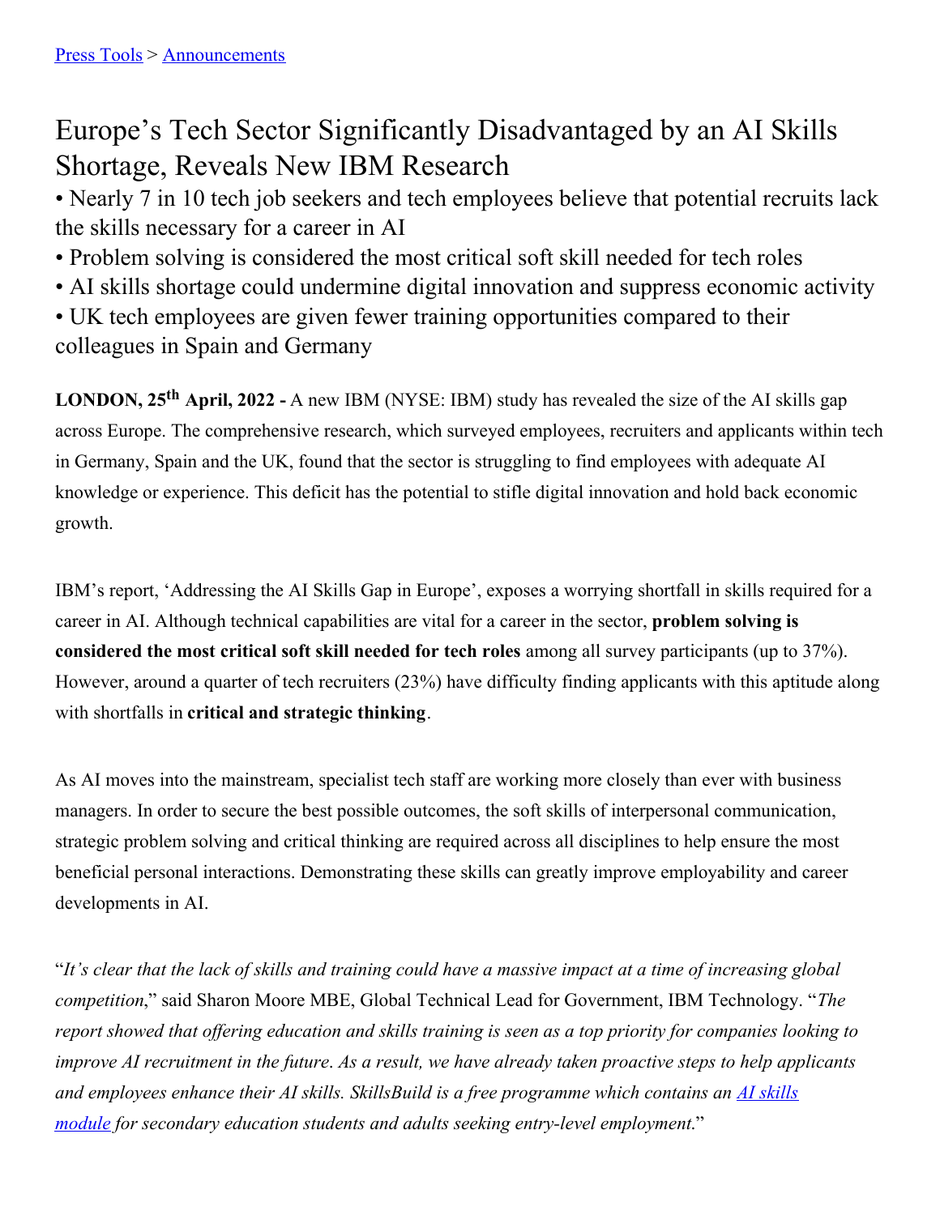[Press Tools](#) > [Announcements](#)

# Europe's Tech Sector Significantly Disadvantaged by an AI Skills Shortage, Reveals New IBM Research

- Nearly 7 in 10 tech job seekers and tech employees believe that potential recruits lack the skills necessary for a career in AI
- Problem solving is considered the most critical soft skill needed for tech roles
- AI skills shortage could undermine digital innovation and suppress economic activity
- UK tech employees are given fewer training opportunities compared to their colleagues in Spain and Germany

**LONDON, 25th April, 2022 -** A new IBM (NYSE: IBM) study has revealed the size of the AI skills gap across Europe. The comprehensive research, which surveyed employees, recruiters and applicants within tech in Germany, Spain and the UK, found that the sector is struggling to find employees with adequate AI knowledge or experience. This deficit has the potential to stifle digital innovation and hold back economic growth.

IBM's report, 'Addressing the AI Skills Gap in Europe', exposes a worrying shortfall in skills required for a career in AI. Although technical capabilities are vital for a career in the sector, **problem solving is considered the most critical soft skill needed for tech roles** among all survey participants (up to 37%). However, around a quarter of tech recruiters (23%) have difficulty finding applicants with this aptitude along with shortfalls in **critical and strategic thinking**.

As AI moves into the mainstream, specialist tech staff are working more closely than ever with business managers. In order to secure the best possible outcomes, the soft skills of interpersonal communication, strategic problem solving and critical thinking are required across all disciplines to help ensure the most beneficial personal interactions. Demonstrating these skills can greatly improve employability and career developments in AI.

"*It's clear that the lack of skills and training could have a massive impact at a time of increasing global competition*," said Sharon Moore MBE, Global Technical Lead for Government, IBM Technology. "*The report showed that offering education and skills training is seen as a top priority for companies looking to improve AI recruitment in the future. As a result, we have already taken proactive steps to help applicants and employees enhance their AI skills. SkillsBuild is a free programme which contains an [AI skills module](#) for secondary education students and adults seeking entry-level employment.*"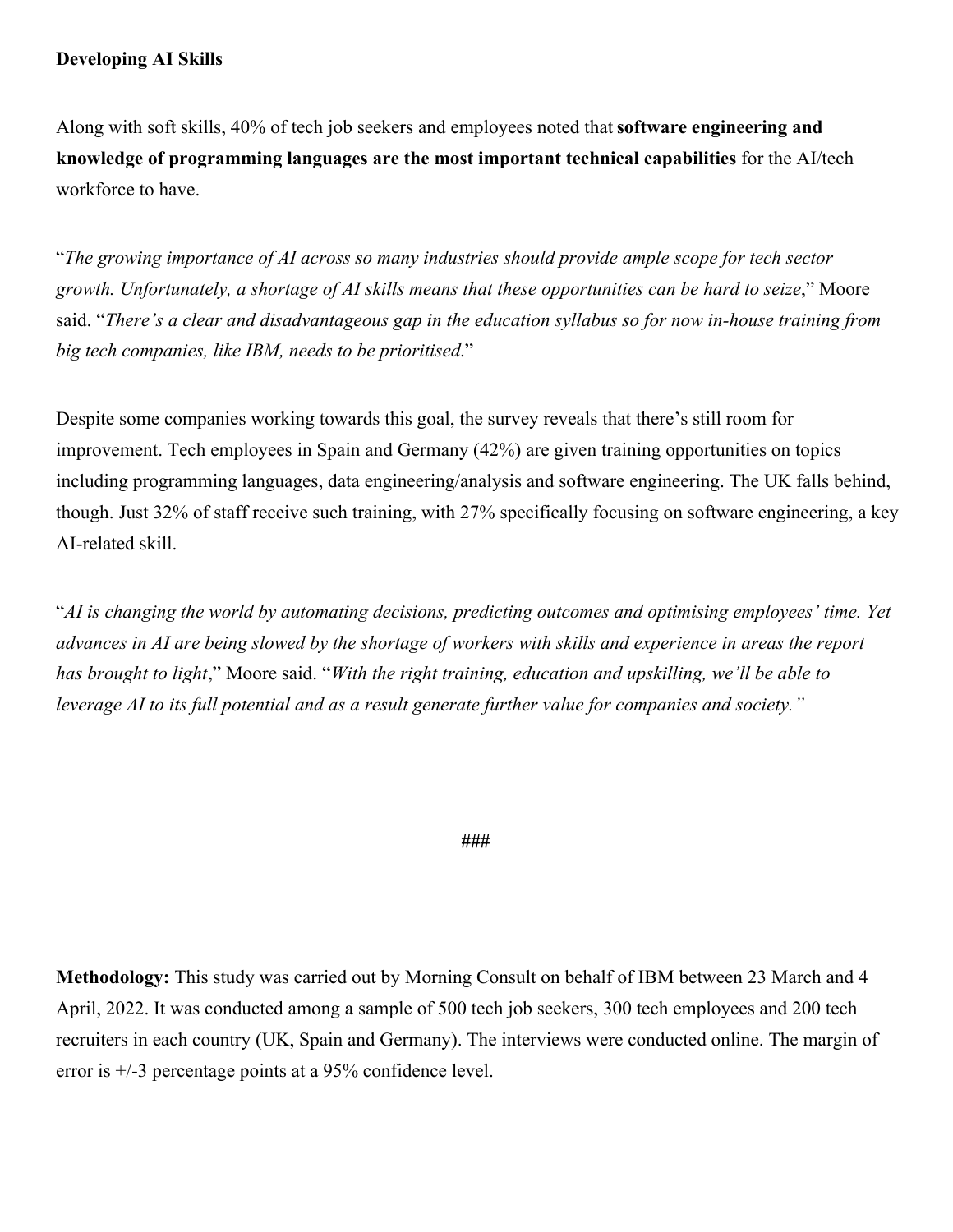**Developing AI Skills**

Along with soft skills, 40% of tech job seekers and employees noted that **software engineering and knowledge of programming languages are the most important technical capabilities** for the AI/tech workforce to have.

"*The growing importance of AI across so many industries should provide ample scope for tech sector growth. Unfortunately, a shortage of AI skills means that these opportunities can be hard to seize*," Moore said. "*There's a clear and disadvantageous gap in the education syllabus so for now in-house training from big tech companies, like IBM, needs to be prioritised*."

Despite some companies working towards this goal, the survey reveals that there's still room for improvement. Tech employees in Spain and Germany (42%) are given training opportunities on topics including programming languages, data engineering/analysis and software engineering. The UK falls behind, though. Just 32% of staff receive such training, with 27% specifically focusing on software engineering, a key AI-related skill.

"*AI is changing the world by automating decisions, predicting outcomes and optimising employees' time. Yet advances in AI are being slowed by the shortage of workers with skills and experience in areas the report has brought to light*," Moore said. "*With the right training, education and upskilling, we'll be able to leverage AI to its full potential and as a result generate further value for companies and society."*

###

**Methodology:** This study was carried out by Morning Consult on behalf of IBM between 23 March and 4 April, 2022. It was conducted among a sample of 500 tech job seekers, 300 tech employees and 200 tech recruiters in each country (UK, Spain and Germany). The interviews were conducted online. The margin of error is +/-3 percentage points at a 95% confidence level.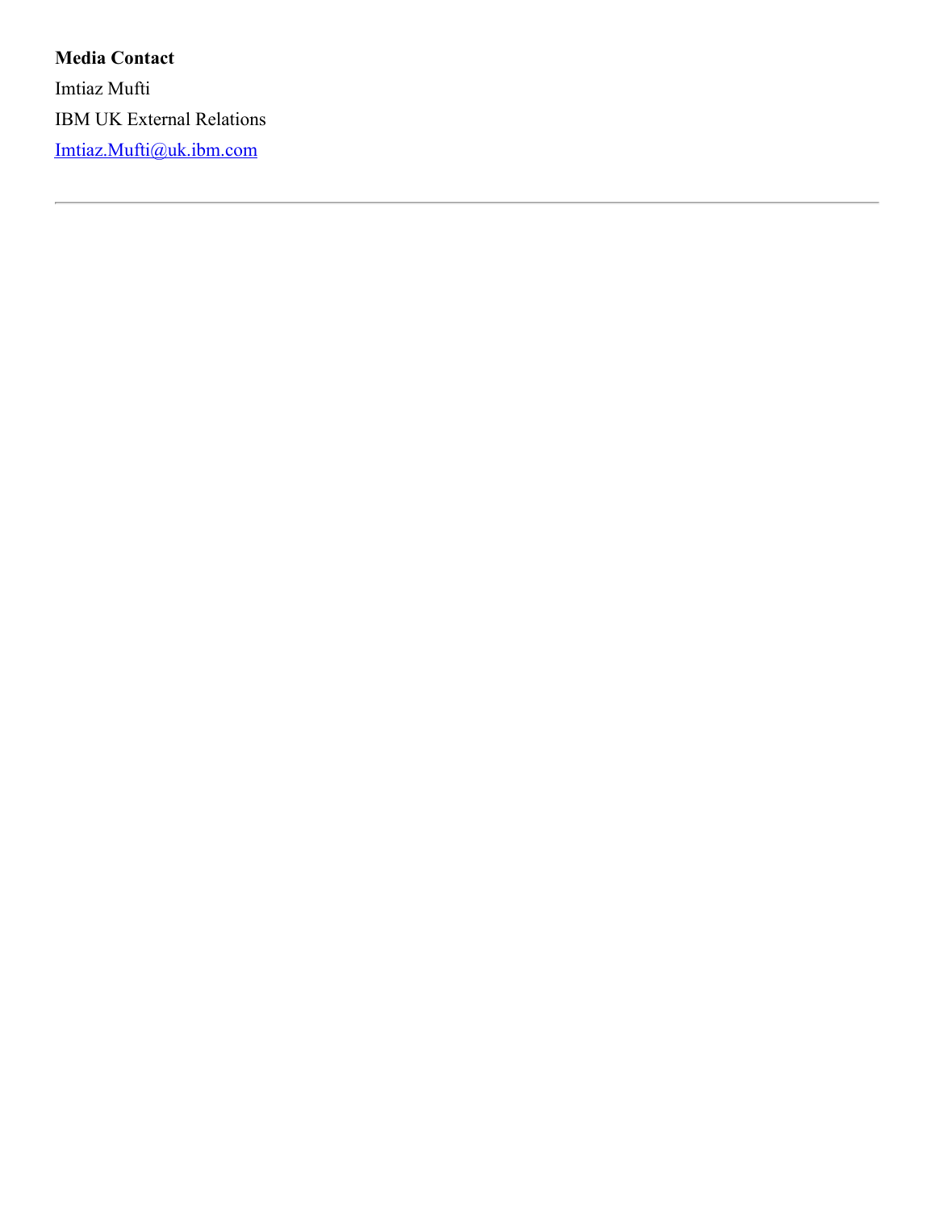**Media Contact**

Imtiaz Mufti

IBM UK External Relations

Imtiaz.Mufti@uk.ibm.com

---